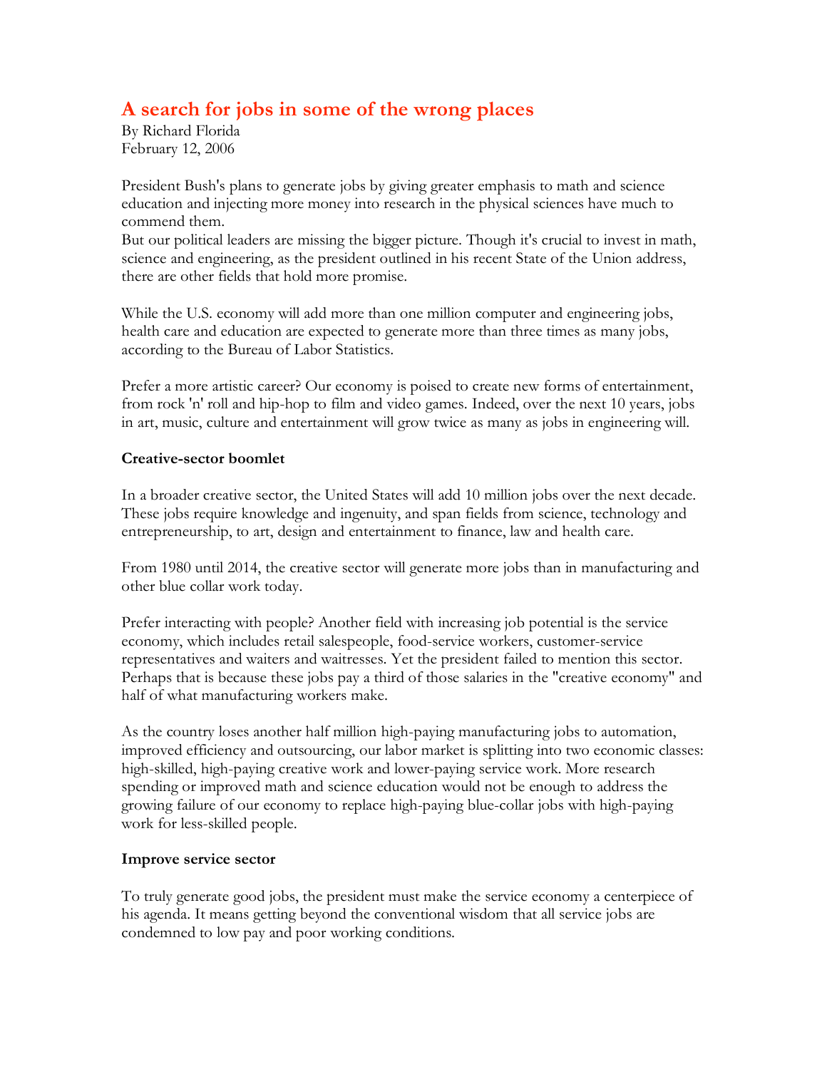# A search for jobs in some of the wrong places

By Richard Florida
February 12, 2006

President Bush's plans to generate jobs by giving greater emphasis to math and science education and injecting more money into research in the physical sciences have much to commend them.
But our political leaders are missing the bigger picture. Though it's crucial to invest in math, science and engineering, as the president outlined in his recent State of the Union address, there are other fields that hold more promise.

While the U.S. economy will add more than one million computer and engineering jobs, health care and education are expected to generate more than three times as many jobs, according to the Bureau of Labor Statistics.

Prefer a more artistic career? Our economy is poised to create new forms of entertainment, from rock 'n' roll and hip-hop to film and video games. Indeed, over the next 10 years, jobs in art, music, culture and entertainment will grow twice as many as jobs in engineering will.

**Creative-sector boomlet**

In a broader creative sector, the United States will add 10 million jobs over the next decade. These jobs require knowledge and ingenuity, and span fields from science, technology and entrepreneurship, to art, design and entertainment to finance, law and health care.

From 1980 until 2014, the creative sector will generate more jobs than in manufacturing and other blue collar work today.

Prefer interacting with people? Another field with increasing job potential is the service economy, which includes retail salespeople, food-service workers, customer-service representatives and waiters and waitresses. Yet the president failed to mention this sector. Perhaps that is because these jobs pay a third of those salaries in the "creative economy" and half of what manufacturing workers make.

As the country loses another half million high-paying manufacturing jobs to automation, improved efficiency and outsourcing, our labor market is splitting into two economic classes: high-skilled, high-paying creative work and lower-paying service work. More research spending or improved math and science education would not be enough to address the growing failure of our economy to replace high-paying blue-collar jobs with high-paying work for less-skilled people.

**Improve service sector**

To truly generate good jobs, the president must make the service economy a centerpiece of his agenda. It means getting beyond the conventional wisdom that all service jobs are condemned to low pay and poor working conditions.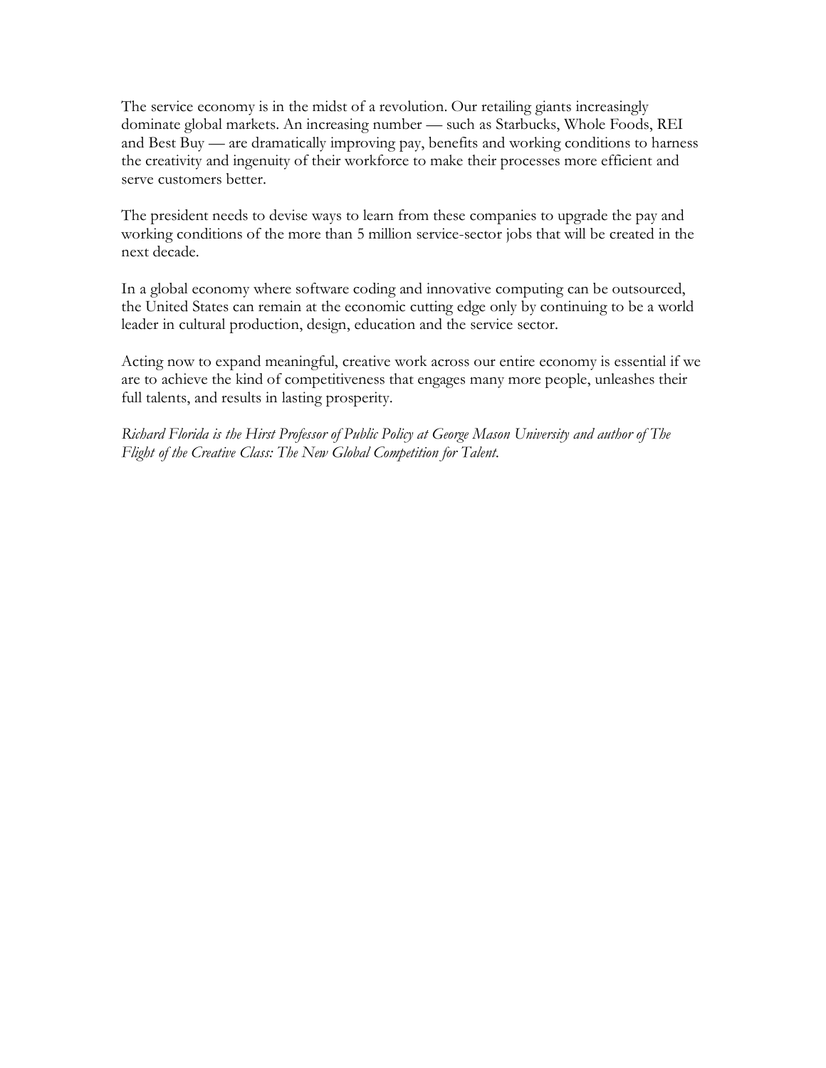The service economy is in the midst of a revolution. Our retailing giants increasingly dominate global markets. An increasing number — such as Starbucks, Whole Foods, REI and Best Buy — are dramatically improving pay, benefits and working conditions to harness the creativity and ingenuity of their workforce to make their processes more efficient and serve customers better.

The president needs to devise ways to learn from these companies to upgrade the pay and working conditions of the more than 5 million service-sector jobs that will be created in the next decade.

In a global economy where software coding and innovative computing can be outsourced, the United States can remain at the economic cutting edge only by continuing to be a world leader in cultural production, design, education and the service sector.

Acting now to expand meaningful, creative work across our entire economy is essential if we are to achieve the kind of competitiveness that engages many more people, unleashes their full talents, and results in lasting prosperity.

*Richard Florida is the Hirst Professor of Public Policy at George Mason University and author of The Flight of the Creative Class: The New Global Competition for Talent.*